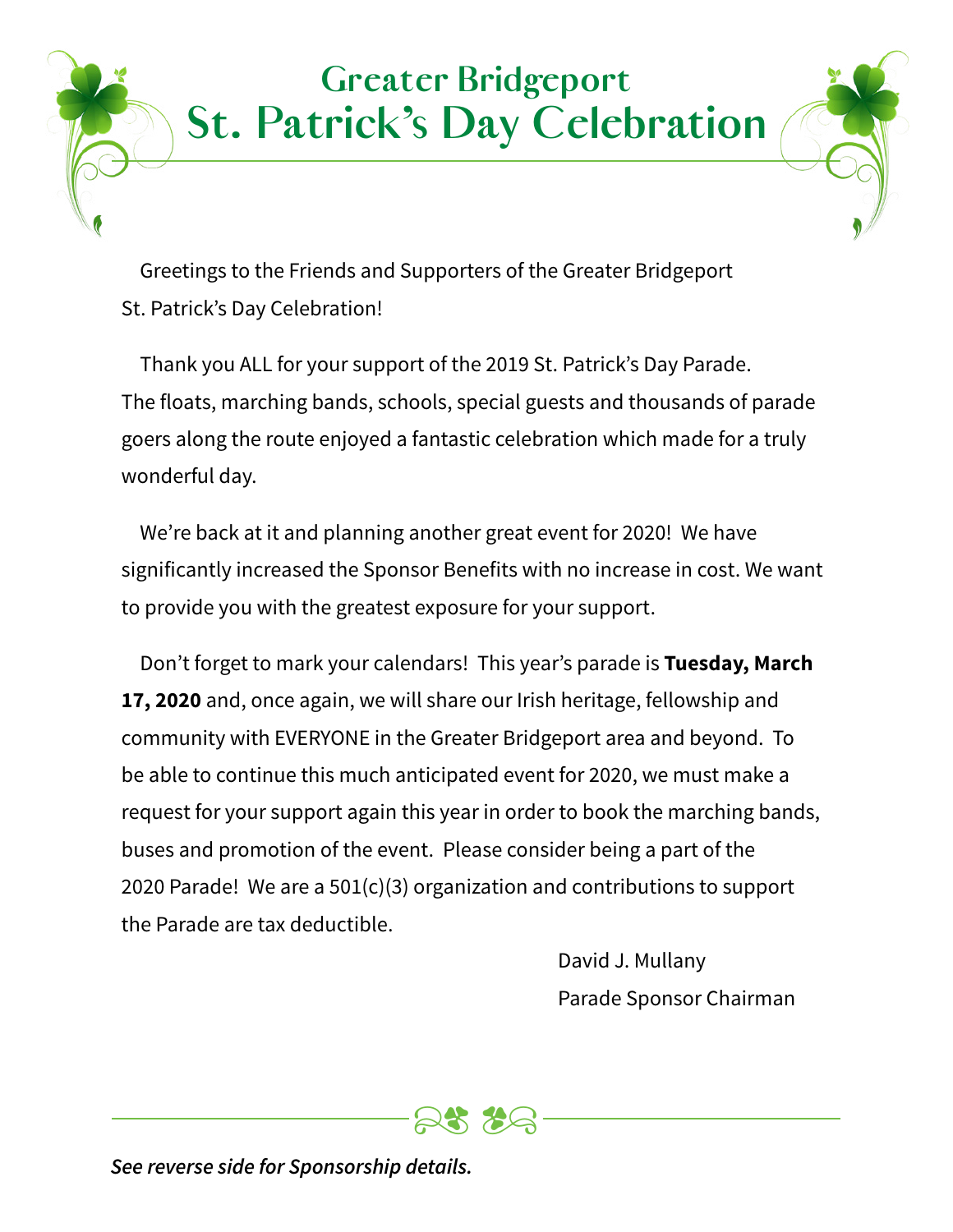# Greater Bridgeport St. Patrick's Day Celebration

Greetings to the Friends and Supporters of the Greater Bridgeport St. Patrick's Day Celebration!

Thank you ALL for your support of the 2019 St. Patrick's Day Parade. The floats, marching bands, schools, special guests and thousands of parade goers along the route enjoyed a fantastic celebration which made for a truly wonderful day.

We're back at it and planning another great event for 2020! We have significantly increased the Sponsor Benefits with no increase in cost. We want to provide you with the greatest exposure for your support.

Don't forget to mark your calendars! This year's parade is **Tuesday, March 17, 2020** and, once again, we will share our Irish heritage, fellowship and community with EVERYONE in the Greater Bridgeport area and beyond. To be able to continue this much anticipated event for 2020, we must make a request for your support again this year in order to book the marching bands, buses and promotion of the event. Please consider being a part of the 2020 Parade! We are a 501(c)(3) organization and contributions to support the Parade are tax deductible.

David J. Mullany
Parade Sponsor Chairman

***See reverse side for Sponsorship details.***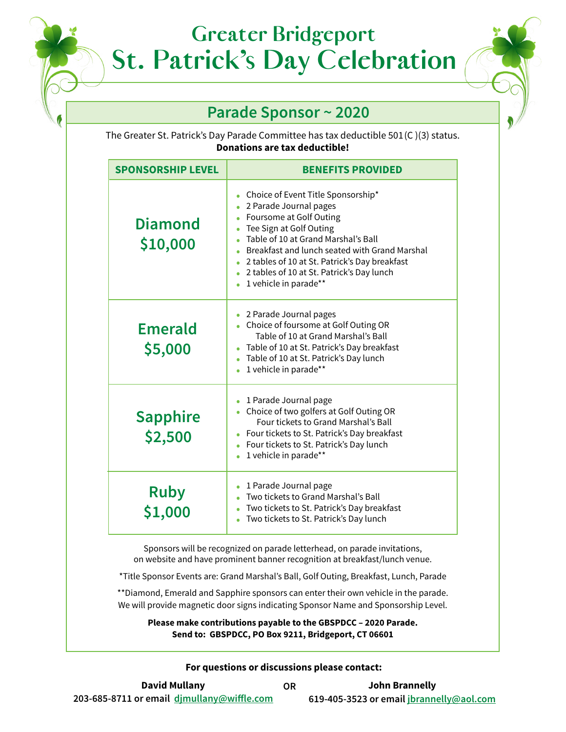# Greater Bridgeport
# St. Patrick's Day Celebration

## Parade Sponsor ~ 2020

The Greater St. Patrick's Day Parade Committee has tax deductible 501(C )(3) status.
**Donations are tax deductible!**

| SPONSORSHIP LEVEL | BENEFITS PROVIDED |
|---|---|
| **Diamond $10,000** | • Choice of Event Title Sponsorship*<br>• 2 Parade Journal pages<br>• Foursome at Golf Outing<br>• Tee Sign at Golf Outing<br>• Table of 10 at Grand Marshal's Ball<br>• Breakfast and lunch seated with Grand Marshal<br>• 2 tables of 10 at St. Patrick's Day breakfast<br>• 2 tables of 10 at St. Patrick's Day lunch<br>• 1 vehicle in parade** |
| **Emerald $5,000** | • 2 Parade Journal pages<br>• Choice of foursome at Golf Outing OR Table of 10 at Grand Marshal's Ball<br>• Table of 10 at St. Patrick's Day breakfast<br>• Table of 10 at St. Patrick's Day lunch<br>• 1 vehicle in parade** |
| **Sapphire $2,500** | • 1 Parade Journal page<br>• Choice of two golfers at Golf Outing OR Four tickets to Grand Marshal's Ball<br>• Four tickets to St. Patrick's Day breakfast<br>• Four tickets to St. Patrick's Day lunch<br>• 1 vehicle in parade** |
| **Ruby $1,000** | • 1 Parade Journal page<br>• Two tickets to Grand Marshal's Ball<br>• Two tickets to St. Patrick's Day breakfast<br>• Two tickets to St. Patrick's Day lunch |

Sponsors will be recognized on parade letterhead, on parade invitations, on website and have prominent banner recognition at breakfast/lunch venue.

*Title Sponsor Events are: Grand Marshal's Ball, Golf Outing, Breakfast, Lunch, Parade

**Diamond, Emerald and Sapphire sponsors can enter their own vehicle in the parade. We will provide magnetic door signs indicating Sponsor Name and Sponsorship Level.

**Please make contributions payable to the GBSPDCC – 2020 Parade.**
**Send to: GBSPDCC, PO Box 9211, Bridgeport, CT 06601**

**For questions or discussions please contact:**

**David Mullany**
**203-685-8711 or email djmullany@wiffle.com**

OR

**John Brannelly**
**619-405-3523 or email jbrannelly@aol.com**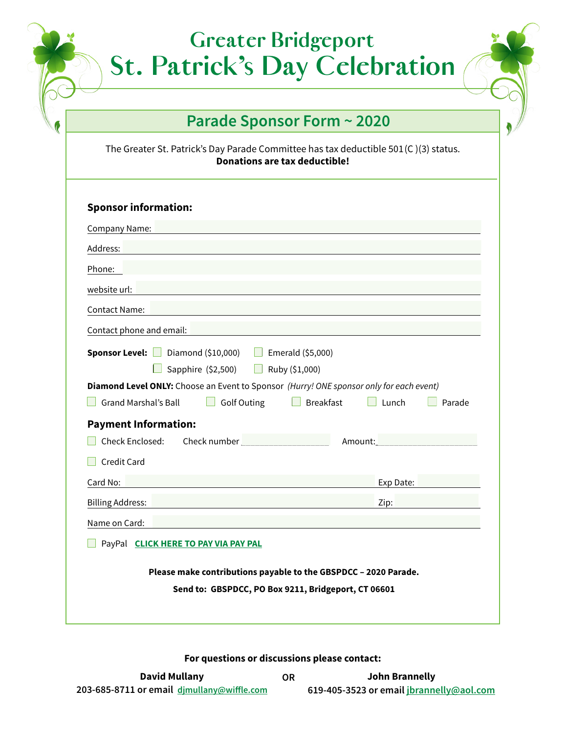# Greater Bridgeport St. Patrick's Day Celebration

## Parade Sponsor Form ~ 2020

The Greater St. Patrick's Day Parade Committee has tax deductible 501(C )(3) status.
**Donations are tax deductible!**

### Sponsor information:

Company Name: ____________________

Address: ____________________

Phone: ____________________

website url: ____________________

Contact Name: ____________________

Contact phone and email: ____________________

**Sponsor Level:** ☐ Diamond ($10,000) ☐ Emerald ($5,000)
☐ Sapphire ($2,500) ☐ Ruby ($1,000)

**Diamond Level ONLY:** Choose an Event to Sponsor *(Hurry! ONE sponsor only for each event)*

☐ Grand Marshal's Ball ☐ Golf Outing ☐ Breakfast ☐ Lunch ☐ Parade

### Payment Information:

☐ Check Enclosed: Check number ____________________ Amount: ____________________

☐ Credit Card

Card No: ____________________ Exp Date: __________

Billing Address: ____________________ Zip: __________

Name on Card: ____________________

☐ PayPal **CLICK HERE TO PAY VIA PAY PAL**

**Please make contributions payable to the GBSPDCC – 2020 Parade.**

**Send to: GBSPDCC, PO Box 9211, Bridgeport, CT 06601**

**For questions or discussions please contact:**

**David Mullany**
**203-685-8711 or email** djmullany@wiffle.com

**OR**

**John Brannelly**
**619-405-3523 or email** jbrannelly@aol.com